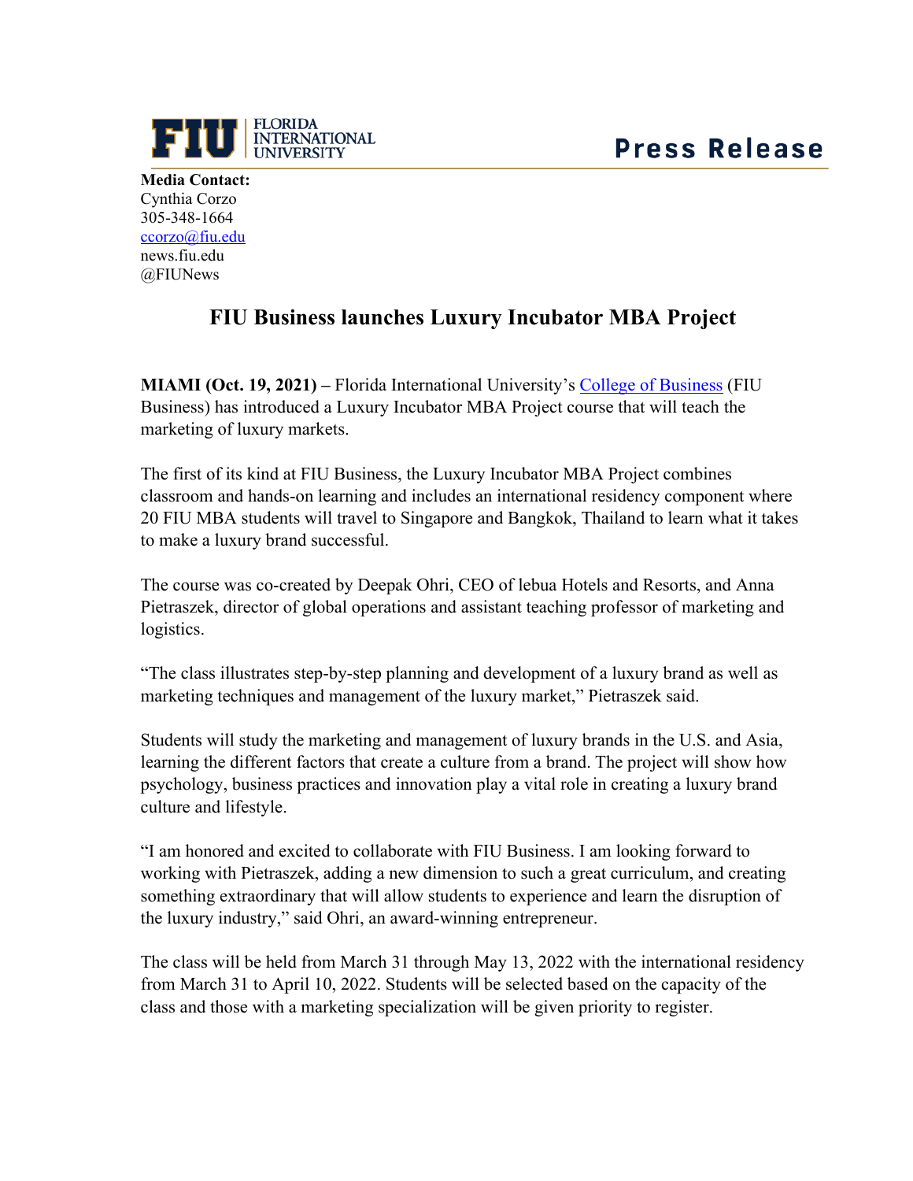FIU | FLORIDA INTERNATIONAL UNIVERSITY

**Press Release**

**Media Contact:**
Cynthia Corzo
305-348-1664
ccorzo@fiu.edu
news.fiu.edu
@FIUNews

# FIU Business launches Luxury Incubator MBA Project

**MIAMI (Oct. 19, 2021) –** Florida International University's College of Business (FIU Business) has introduced a Luxury Incubator MBA Project course that will teach the marketing of luxury markets.

The first of its kind at FIU Business, the Luxury Incubator MBA Project combines classroom and hands-on learning and includes an international residency component where 20 FIU MBA students will travel to Singapore and Bangkok, Thailand to learn what it takes to make a luxury brand successful.

The course was co-created by Deepak Ohri, CEO of lebua Hotels and Resorts, and Anna Pietraszek, director of global operations and assistant teaching professor of marketing and logistics.

"The class illustrates step-by-step planning and development of a luxury brand as well as marketing techniques and management of the luxury market," Pietraszek said.

Students will study the marketing and management of luxury brands in the U.S. and Asia, learning the different factors that create a culture from a brand. The project will show how psychology, business practices and innovation play a vital role in creating a luxury brand culture and lifestyle.

"I am honored and excited to collaborate with FIU Business. I am looking forward to working with Pietraszek, adding a new dimension to such a great curriculum, and creating something extraordinary that will allow students to experience and learn the disruption of the luxury industry," said Ohri, an award-winning entrepreneur.

The class will be held from March 31 through May 13, 2022 with the international residency from March 31 to April 10, 2022. Students will be selected based on the capacity of the class and those with a marketing specialization will be given priority to register.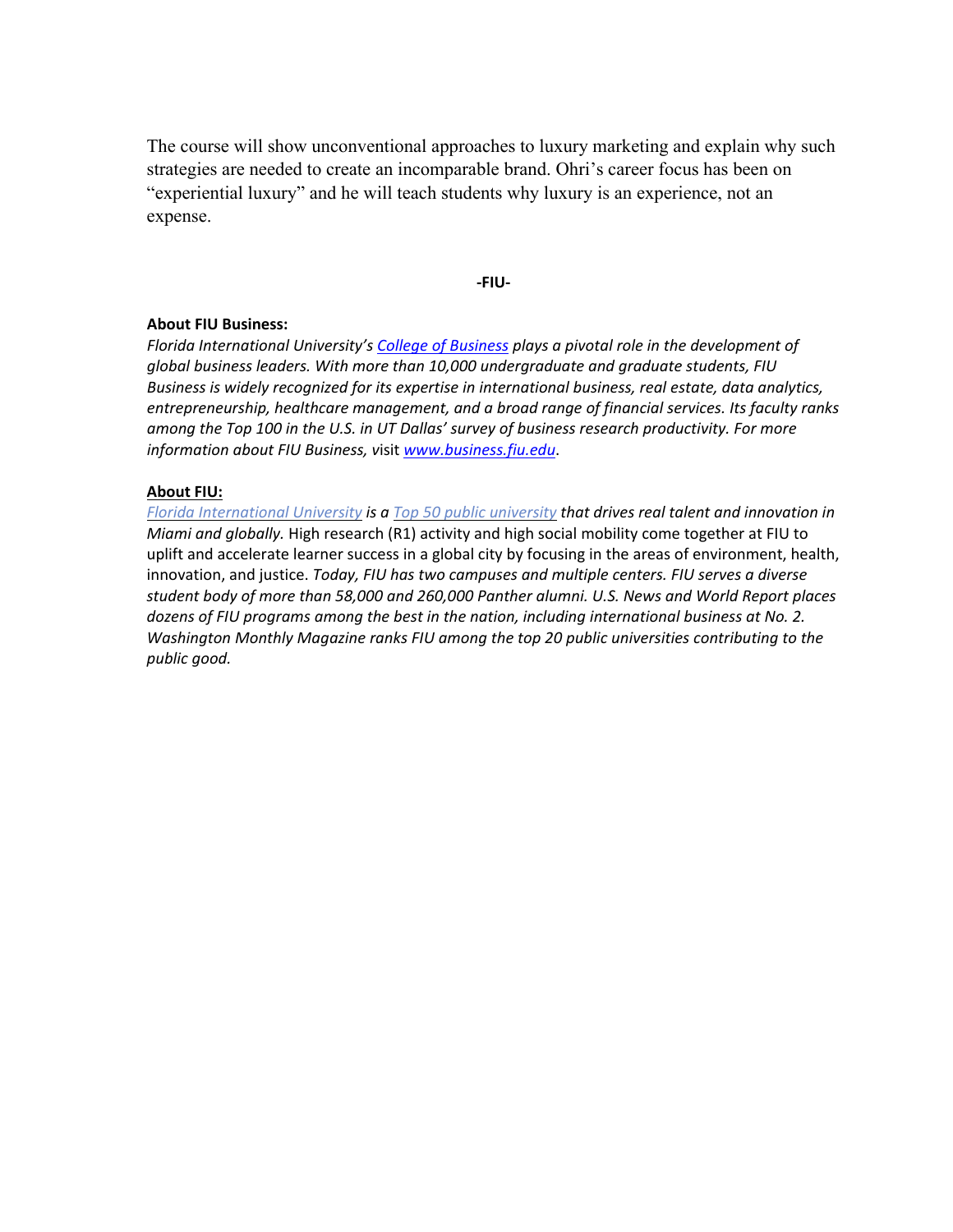The course will show unconventional approaches to luxury marketing and explain why such strategies are needed to create an incomparable brand. Ohri's career focus has been on "experiential luxury" and he will teach students why luxury is an experience, not an expense.

**-FIU-**

**About FIU Business:**
*Florida International University's College of Business plays a pivotal role in the development of global business leaders. With more than 10,000 undergraduate and graduate students, FIU Business is widely recognized for its expertise in international business, real estate, data analytics, entrepreneurship, healthcare management, and a broad range of financial services. Its faculty ranks among the Top 100 in the U.S. in UT Dallas' survey of business research productivity. For more information about FIU Business,* visit *www.business.fiu.edu*.

**About FIU:**
*Florida International University is a Top 50 public university that drives real talent and innovation in Miami and globally.* High research (R1) activity and high social mobility come together at FIU to uplift and accelerate learner success in a global city by focusing in the areas of environment, health, innovation, and justice. *Today, FIU has two campuses and multiple centers. FIU serves a diverse student body of more than 58,000 and 260,000 Panther alumni. U.S. News and World Report places dozens of FIU programs among the best in the nation, including international business at No. 2. Washington Monthly Magazine ranks FIU among the top 20 public universities contributing to the public good.*